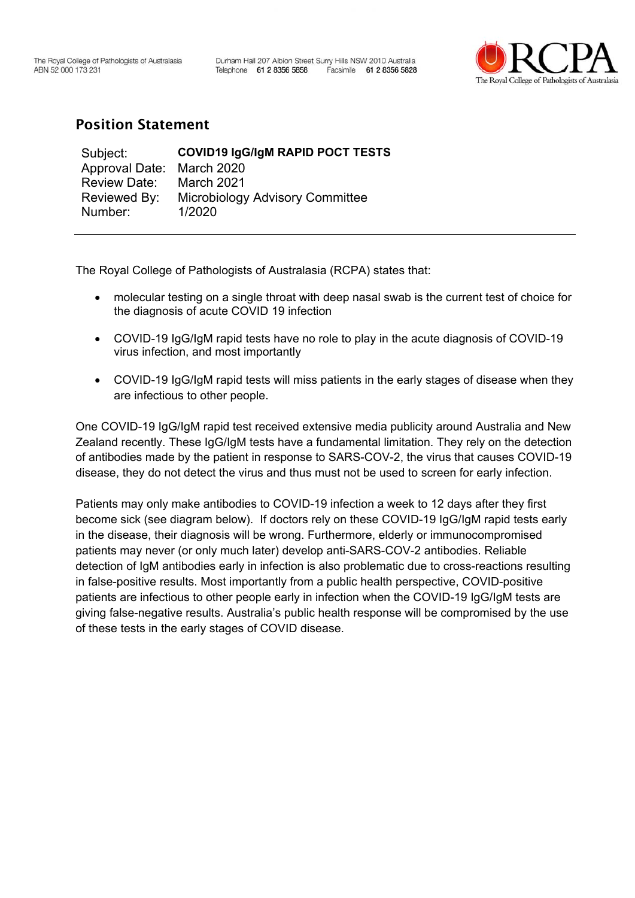The Royal College of Pathologists of Australasia
ABN 52 000 173 231

Durham Hall 207 Albion Street Surry Hills NSW 2010 Australia
Telephone 61 2 8356 5858 Facsimile 61 2 8356 5828

## Position Statement

| | |
|---|---|
| Subject: | **COVID19 IgG/IgM RAPID POCT TESTS** |
| Approval Date: | March 2020 |
| Review Date: | March 2021 |
| Reviewed By: | Microbiology Advisory Committee |
| Number: | 1/2020 |

---

The Royal College of Pathologists of Australasia (RCPA) states that:

- molecular testing on a single throat with deep nasal swab is the current test of choice for the diagnosis of acute COVID 19 infection
- COVID-19 IgG/IgM rapid tests have no role to play in the acute diagnosis of COVID-19 virus infection, and most importantly
- COVID-19 IgG/IgM rapid tests will miss patients in the early stages of disease when they are infectious to other people.

One COVID-19 IgG/IgM rapid test received extensive media publicity around Australia and New Zealand recently. These IgG/IgM tests have a fundamental limitation. They rely on the detection of antibodies made by the patient in response to SARS-COV-2, the virus that causes COVID-19 disease, they do not detect the virus and thus must not be used to screen for early infection.

Patients may only make antibodies to COVID-19 infection a week to 12 days after they first become sick (see diagram below). If doctors rely on these COVID-19 IgG/IgM rapid tests early in the disease, their diagnosis will be wrong. Furthermore, elderly or immunocompromised patients may never (or only much later) develop anti-SARS-COV-2 antibodies. Reliable detection of IgM antibodies early in infection is also problematic due to cross-reactions resulting in false-positive results. Most importantly from a public health perspective, COVID-positive patients are infectious to other people early in infection when the COVID-19 IgG/IgM tests are giving false-negative results. Australia's public health response will be compromised by the use of these tests in the early stages of COVID disease.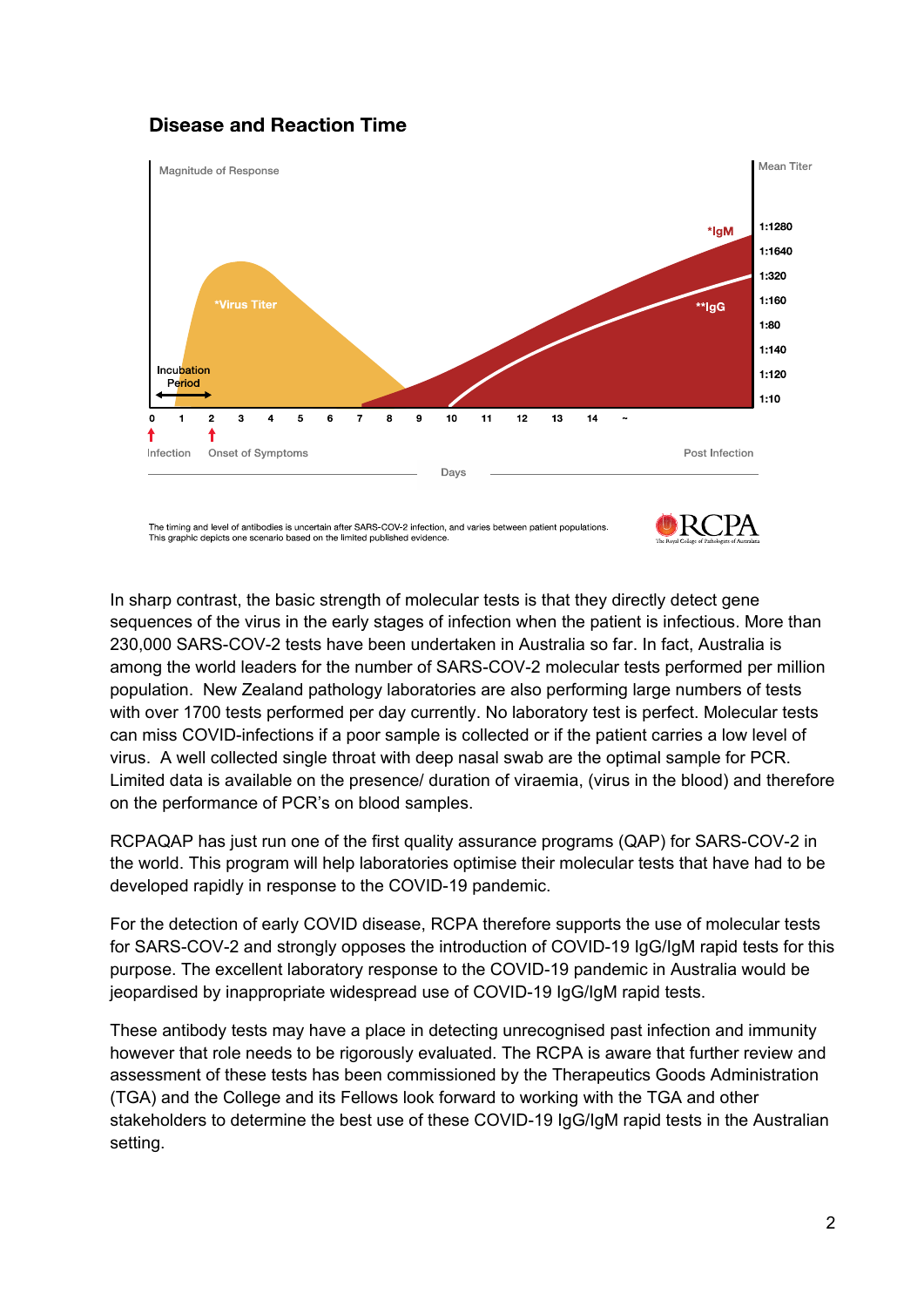### Disease and Reaction Time

The timing and level of antibodies is uncertain after SARS-COV-2 infection, and varies between patient populations. This graphic depicts one scenario based on the limited published evidence.

In sharp contrast, the basic strength of molecular tests is that they directly detect gene sequences of the virus in the early stages of infection when the patient is infectious. More than 230,000 SARS-COV-2 tests have been undertaken in Australia so far. In fact, Australia is among the world leaders for the number of SARS-COV-2 molecular tests performed per million population. New Zealand pathology laboratories are also performing large numbers of tests with over 1700 tests performed per day currently. No laboratory test is perfect. Molecular tests can miss COVID-infections if a poor sample is collected or if the patient carries a low level of virus. A well collected single throat with deep nasal swab are the optimal sample for PCR. Limited data is available on the presence/ duration of viraemia, (virus in the blood) and therefore on the performance of PCR's on blood samples.

RCPAQAP has just run one of the first quality assurance programs (QAP) for SARS-COV-2 in the world. This program will help laboratories optimise their molecular tests that have had to be developed rapidly in response to the COVID-19 pandemic.

For the detection of early COVID disease, RCPA therefore supports the use of molecular tests for SARS-COV-2 and strongly opposes the introduction of COVID-19 IgG/IgM rapid tests for this purpose. The excellent laboratory response to the COVID-19 pandemic in Australia would be jeopardised by inappropriate widespread use of COVID-19 IgG/IgM rapid tests.

These antibody tests may have a place in detecting unrecognised past infection and immunity however that role needs to be rigorously evaluated. The RCPA is aware that further review and assessment of these tests has been commissioned by the Therapeutics Goods Administration (TGA) and the College and its Fellows look forward to working with the TGA and other stakeholders to determine the best use of these COVID-19 IgG/IgM rapid tests in the Australian setting.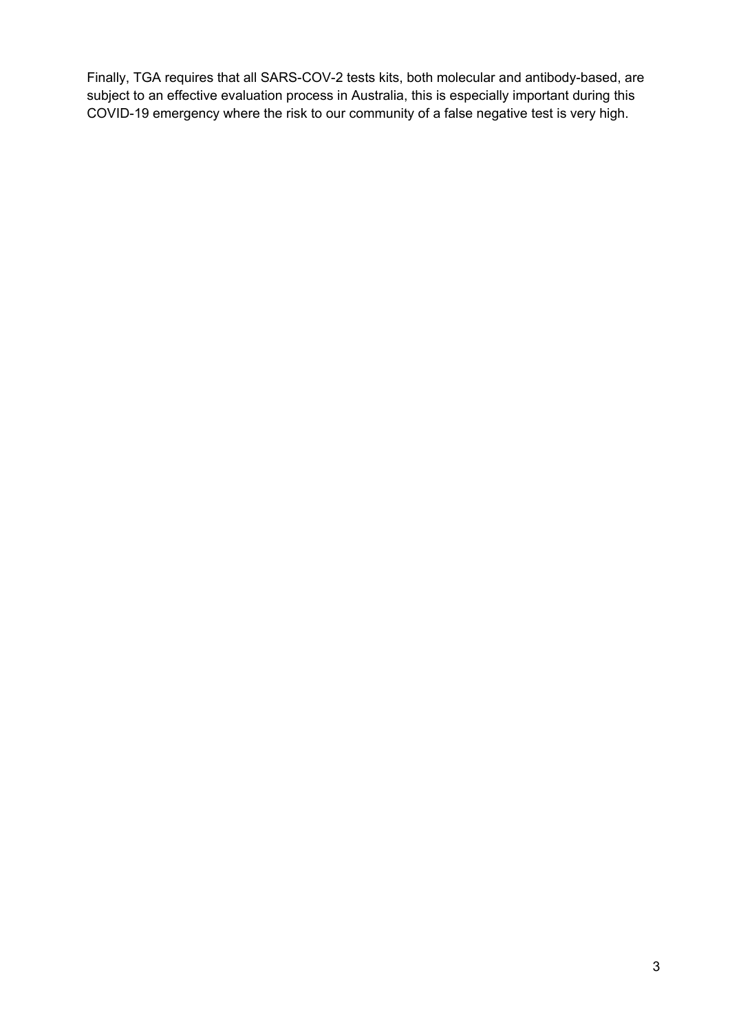Finally, TGA requires that all SARS-COV-2 tests kits, both molecular and antibody-based, are subject to an effective evaluation process in Australia, this is especially important during this COVID-19 emergency where the risk to our community of a false negative test is very high.